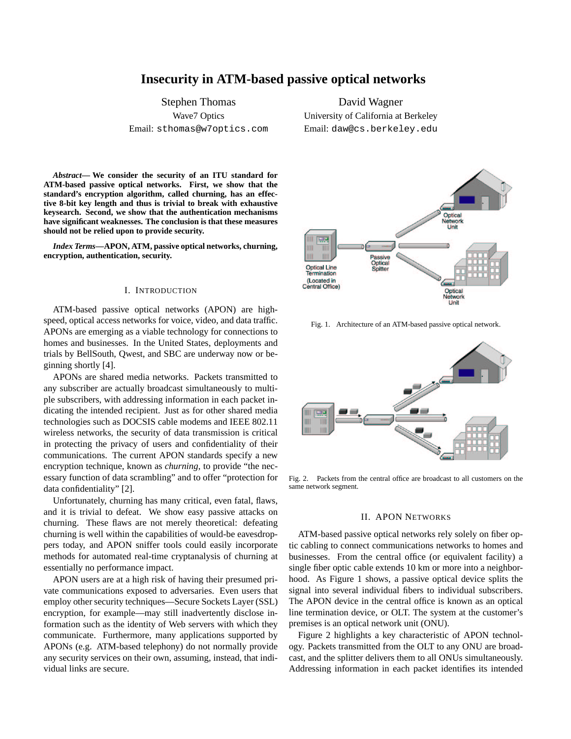# Insecurity in ATM-based passive optical networks

Stephen Thomas
Wave7 Optics
Email: sthomas@w7optics.com

David Wagner
University of California at Berkeley
Email: daw@cs.berkeley.edu

***Abstract*— We consider the security of an ITU standard for ATM-based passive optical networks. First, we show that the standard's encryption algorithm, called churning, has an effective 8-bit key length and thus is trivial to break with exhaustive keysearch. Second, we show that the authentication mechanisms have significant weaknesses. The conclusion is that these measures should not be relied upon to provide security.**

***Index Terms*—APON, ATM, passive optical networks, churning, encryption, authentication, security.**

## I. Introduction

ATM-based passive optical networks (APON) are high-speed, optical access networks for voice, video, and data traffic. APONs are emerging as a viable technology for connections to homes and businesses. In the United States, deployments and trials by BellSouth, Qwest, and SBC are underway now or beginning shortly [4].

APONs are shared media networks. Packets transmitted to any subscriber are actually broadcast simultaneously to multiple subscribers, with addressing information in each packet indicating the intended recipient. Just as for other shared media technologies such as DOCSIS cable modems and IEEE 802.11 wireless networks, the security of data transmission is critical in protecting the privacy of users and confidentiality of their communications. The current APON standards specify a new encryption technique, known as *churning*, to provide "the necessary function of data scrambling" and to offer "protection for data confidentiality" [2].

Unfortunately, churning has many critical, even fatal, flaws, and it is trivial to defeat. We show easy passive attacks on churning. These flaws are not merely theoretical: defeating churning is well within the capabilities of would-be eavesdroppers today, and APON sniffer tools could easily incorporate methods for automated real-time cryptanalysis of churning at essentially no performance impact.

APON users are at a high risk of having their presumed private communications exposed to adversaries. Even users that employ other security techniques—Secure Sockets Layer (SSL) encryption, for example—may still inadvertently disclose information such as the identity of Web servers with which they communicate. Furthermore, many applications supported by APONs (e.g. ATM-based telephony) do not normally provide any security services on their own, assuming, instead, that individual links are secure.

Fig. 1. Architecture of an ATM-based passive optical network.

Fig. 2. Packets from the central office are broadcast to all customers on the same network segment.

## II. APON Networks

ATM-based passive optical networks rely solely on fiber optic cabling to connect communications networks to homes and businesses. From the central office (or equivalent facility) a single fiber optic cable extends 10 km or more into a neighborhood. As Figure 1 shows, a passive optical device splits the signal into several individual fibers to individual subscribers. The APON device in the central office is known as an optical line termination device, or OLT. The system at the customer's premises is an optical network unit (ONU).

Figure 2 highlights a key characteristic of APON technology. Packets transmitted from the OLT to any ONU are broadcast, and the splitter delivers them to all ONUs simultaneously. Addressing information in each packet identifies its intended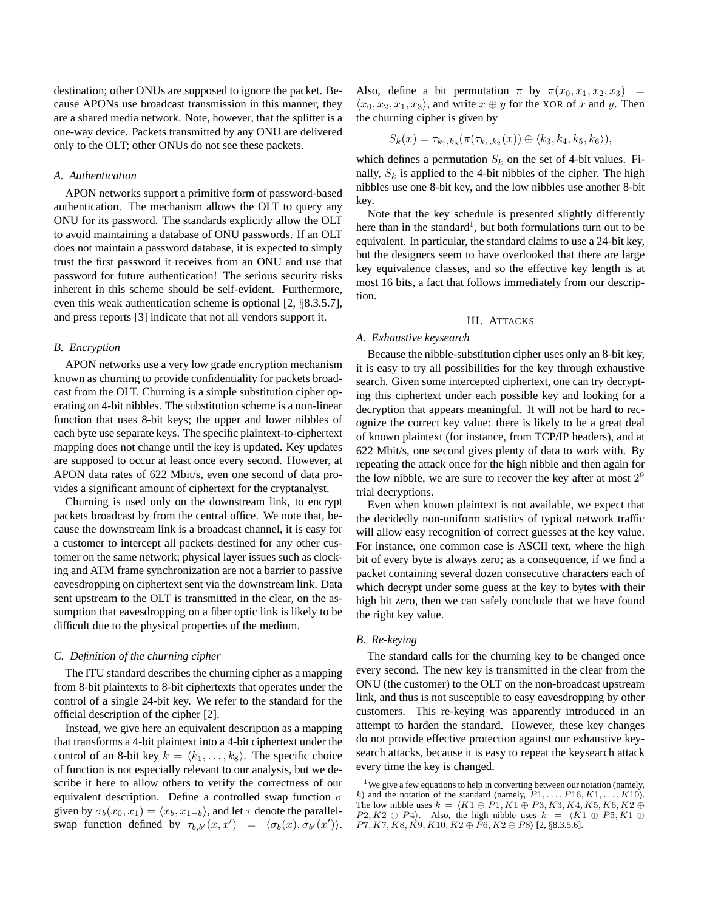destination; other ONUs are supposed to ignore the packet. Because APONs use broadcast transmission in this manner, they are a shared media network. Note, however, that the splitter is a one-way device. Packets transmitted by any ONU are delivered only to the OLT; other ONUs do not see these packets.

### *A. Authentication*

APON networks support a primitive form of password-based authentication. The mechanism allows the OLT to query any ONU for its password. The standards explicitly allow the OLT to avoid maintaining a database of ONU passwords. If an OLT does not maintain a password database, it is expected to simply trust the first password it receives from an ONU and use that password for future authentication! The serious security risks inherent in this scheme should be self-evident. Furthermore, even this weak authentication scheme is optional [2, §8.3.5.7], and press reports [3] indicate that not all vendors support it.

### *B. Encryption*

APON networks use a very low grade encryption mechanism known as churning to provide confidentiality for packets broadcast from the OLT. Churning is a simple substitution cipher operating on 4-bit nibbles. The substitution scheme is a non-linear function that uses 8-bit keys; the upper and lower nibbles of each byte use separate keys. The specific plaintext-to-ciphertext mapping does not change until the key is updated. Key updates are supposed to occur at least once every second. However, at APON data rates of 622 Mbit/s, even one second of data provides a significant amount of ciphertext for the cryptanalyst.

Churning is used only on the downstream link, to encrypt packets broadcast by from the central office. We note that, because the downstream link is a broadcast channel, it is easy for a customer to intercept all packets destined for any other customer on the same network; physical layer issues such as clocking and ATM frame synchronization are not a barrier to passive eavesdropping on ciphertext sent via the downstream link. Data sent upstream to the OLT is transmitted in the clear, on the assumption that eavesdropping on a fiber optic link is likely to be difficult due to the physical properties of the medium.

### *C. Definition of the churning cipher*

The ITU standard describes the churning cipher as a mapping from 8-bit plaintexts to 8-bit ciphertexts that operates under the control of a single 24-bit key. We refer to the standard for the official description of the cipher [2].

Instead, we give here an equivalent description as a mapping that transforms a 4-bit plaintext into a 4-bit ciphertext under the control of an 8-bit key $k = \langle k_1, \ldots, k_8 \rangle$. The specific choice of function is not especially relevant to our analysis, but we describe it here to allow others to verify the correctness of our equivalent description. Define a controlled swap function $\sigma$ given by $\sigma_b(x_0, x_1) = \langle x_b, x_{1-b} \rangle$, and let $\tau$ denote the parallel-swap function defined by $\tau_{b,b'}(x, x') = \langle \sigma_b(x), \sigma_{b'}(x') \rangle$. Also, define a bit permutation $\pi$ by $\pi(x_0, x_1, x_2, x_3) = \langle x_0, x_2, x_1, x_3 \rangle$, and write $x \oplus y$ for the XOR of $x$ and $y$. Then the churning cipher is given by

$$S_k(x) = \tau_{k_7,k_8}(\pi(\tau_{k_1,k_2}(x)) \oplus \langle k_3, k_4, k_5, k_6 \rangle),$$

which defines a permutation $S_k$ on the set of 4-bit values. Finally, $S_k$ is applied to the 4-bit nibbles of the cipher. The high nibbles use one 8-bit key, and the low nibbles use another 8-bit key.

Note that the key schedule is presented slightly differently here than in the standard[1], but both formulations turn out to be equivalent. In particular, the standard claims to use a 24-bit key, but the designers seem to have overlooked that there are large key equivalence classes, and so the effective key length is at most 16 bits, a fact that follows immediately from our description.

## III. Attacks

### *A. Exhaustive keysearch*

Because the nibble-substitution cipher uses only an 8-bit key, it is easy to try all possibilities for the key through exhaustive search. Given some intercepted ciphertext, one can try decrypting this ciphertext under each possible key and looking for a decryption that appears meaningful. It will not be hard to recognize the correct key value: there is likely to be a great deal of known plaintext (for instance, from TCP/IP headers), and at 622 Mbit/s, one second gives plenty of data to work with. By repeating the attack once for the high nibble and then again for the low nibble, we are sure to recover the key after at most $2^9$ trial decryptions.

Even when known plaintext is not available, we expect that the decidedly non-uniform statistics of typical network traffic will allow easy recognition of correct guesses at the key value. For instance, one common case is ASCII text, where the high bit of every byte is always zero; as a consequence, if we find a packet containing several dozen consecutive characters each of which decrypt under some guess at the key to bytes with their high bit zero, then we can safely conclude that we have found the right key value.

### *B. Re-keying*

The standard calls for the churning key to be changed once every second. The new key is transmitted in the clear from the ONU (the customer) to the OLT on the non-broadcast upstream link, and thus is not susceptible to easy eavesdropping by other customers. This re-keying was apparently introduced in an attempt to harden the standard. However, these key changes do not provide effective protection against our exhaustive keysearch attacks, because it is easy to repeat the keysearch attack every time the key is changed.

[1] We give a few equations to help in converting between our notation (namely, $k$) and the notation of the standard (namely, $P1, \ldots, P16, K1, \ldots, K10$). The low nibble uses $k = \langle K1 \oplus P1, K1 \oplus P3, K3, K4, K5, K6, K2 \oplus P2, K2 \oplus P4 \rangle$. Also, the high nibble uses $k = \langle K1 \oplus P5, K1 \oplus P7, K7, K8, K9, K10, K2 \oplus P6, K2 \oplus P8 \rangle$ [2, §8.3.5.6].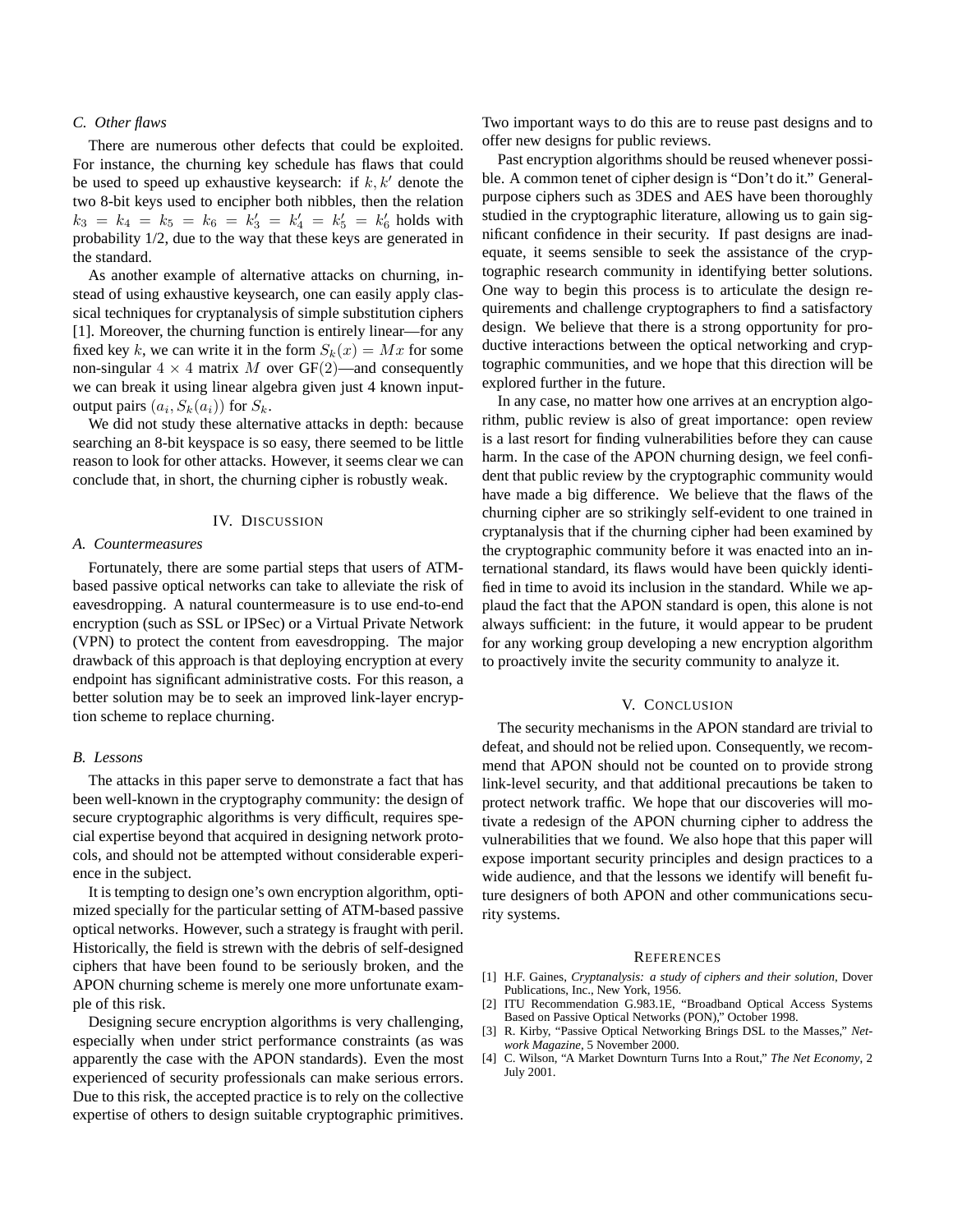### C. Other flaws

There are numerous other defects that could be exploited. For instance, the churning key schedule has flaws that could be used to speed up exhaustive keysearch: if $k, k'$ denote the two 8-bit keys used to encipher both nibbles, then the relation $k_3 = k_4 = k_5 = k_6 = k'_3 = k'_4 = k'_5 = k'_6$ holds with probability 1/2, due to the way that these keys are generated in the standard.

As another example of alternative attacks on churning, instead of using exhaustive keysearch, one can easily apply classical techniques for cryptanalysis of simple substitution ciphers [1]. Moreover, the churning function is entirely linear—for any fixed key $k$, we can write it in the form $S_k(x) = Mx$ for some non-singular $4 \times 4$ matrix $M$ over GF(2)—and consequently we can break it using linear algebra given just 4 known input-output pairs $(a_i, S_k(a_i))$ for $S_k$.

We did not study these alternative attacks in depth: because searching an 8-bit keyspace is so easy, there seemed to be little reason to look for other attacks. However, it seems clear we can conclude that, in short, the churning cipher is robustly weak.

## IV. Discussion

### A. Countermeasures

Fortunately, there are some partial steps that users of ATM-based passive optical networks can take to alleviate the risk of eavesdropping. A natural countermeasure is to use end-to-end encryption (such as SSL or IPSec) or a Virtual Private Network (VPN) to protect the content from eavesdropping. The major drawback of this approach is that deploying encryption at every endpoint has significant administrative costs. For this reason, a better solution may be to seek an improved link-layer encryption scheme to replace churning.

### B. Lessons

The attacks in this paper serve to demonstrate a fact that has been well-known in the cryptography community: the design of secure cryptographic algorithms is very difficult, requires special expertise beyond that acquired in designing network protocols, and should not be attempted without considerable experience in the subject.

It is tempting to design one's own encryption algorithm, optimized specially for the particular setting of ATM-based passive optical networks. However, such a strategy is fraught with peril. Historically, the field is strewn with the debris of self-designed ciphers that have been found to be seriously broken, and the APON churning scheme is merely one more unfortunate example of this risk.

Designing secure encryption algorithms is very challenging, especially when under strict performance constraints (as was apparently the case with the APON standards). Even the most experienced of security professionals can make serious errors. Due to this risk, the accepted practice is to rely on the collective expertise of others to design suitable cryptographic primitives. Two important ways to do this are to reuse past designs and to offer new designs for public reviews.

Past encryption algorithms should be reused whenever possible. A common tenet of cipher design is "Don't do it." General-purpose ciphers such as 3DES and AES have been thoroughly studied in the cryptographic literature, allowing us to gain significant confidence in their security. If past designs are inadequate, it seems sensible to seek the assistance of the cryptographic research community in identifying better solutions. One way to begin this process is to articulate the design requirements and challenge cryptographers to find a satisfactory design. We believe that there is a strong opportunity for productive interactions between the optical networking and cryptographic communities, and we hope that this direction will be explored further in the future.

In any case, no matter how one arrives at an encryption algorithm, public review is also of great importance: open review is a last resort for finding vulnerabilities before they can cause harm. In the case of the APON churning design, we feel confident that public review by the cryptographic community would have made a big difference. We believe that the flaws of the churning cipher are so strikingly self-evident to one trained in cryptanalysis that if the churning cipher had been examined by the cryptographic community before it was enacted into an international standard, its flaws would have been quickly identified in time to avoid its inclusion in the standard. While we applaud the fact that the APON standard is open, this alone is not always sufficient: in the future, it would appear to be prudent for any working group developing a new encryption algorithm to proactively invite the security community to analyze it.

## V. Conclusion

The security mechanisms in the APON standard are trivial to defeat, and should not be relied upon. Consequently, we recommend that APON should not be counted on to provide strong link-level security, and that additional precautions be taken to protect network traffic. We hope that our discoveries will motivate a redesign of the APON churning cipher to address the vulnerabilities that we found. We also hope that this paper will expose important security principles and design practices to a wide audience, and that the lessons we identify will benefit future designers of both APON and other communications security systems.

## References

[1] H.F. Gaines, *Cryptanalysis: a study of ciphers and their solution*, Dover Publications, Inc., New York, 1956.

[2] ITU Recommendation G.983.1E, "Broadband Optical Access Systems Based on Passive Optical Networks (PON)," October 1998.

[3] R. Kirby, "Passive Optical Networking Brings DSL to the Masses," *Network Magazine*, 5 November 2000.

[4] C. Wilson, "A Market Downturn Turns Into a Rout," *The Net Economy*, 2 July 2001.